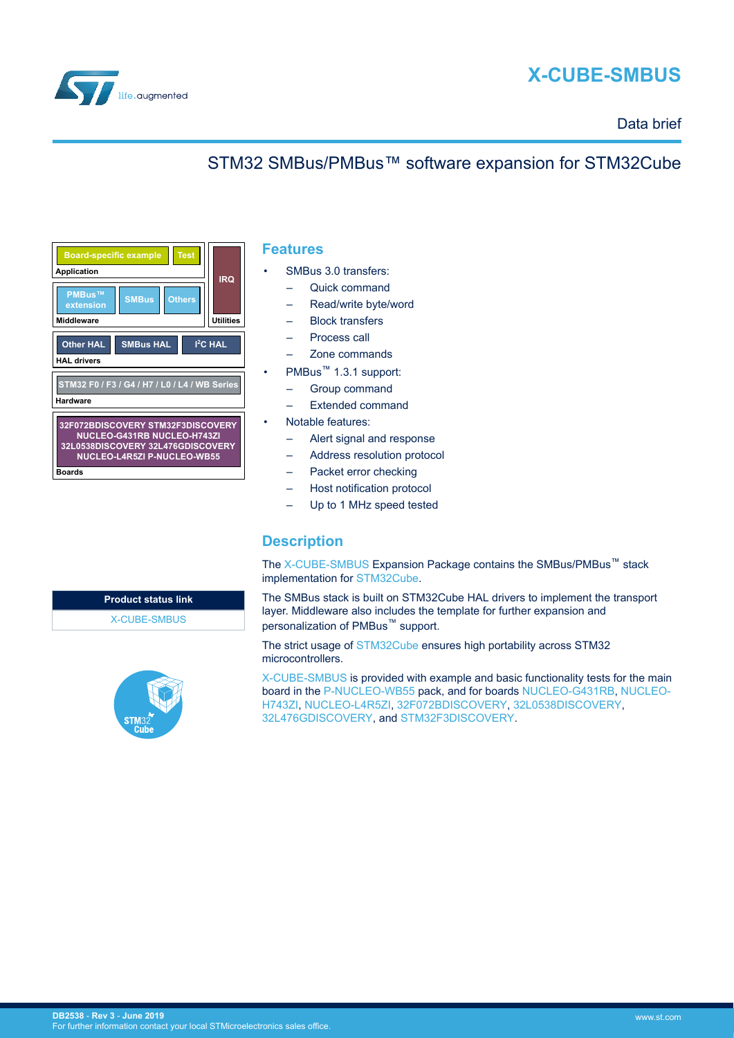# X-CUBE-SMBUS

Data brief

## STM32 SMBus/PMBus™ software expansion for STM32Cube

| Application | | |
|---|---|---|
| Board-specific example | Test | IRQ |
| **Middleware** | | **Utilities** |
| PMBus™ extension | SMBus | Others |
| **HAL drivers** | | |
| Other HAL | SMBus HAL | I²C HAL |
| **Hardware** | | |
| STM32 F0 / F3 / G4 / H7 / L0 / L4 / WB Series | | |
| **Boards** | | |
| 32F072BDISCOVERY STM32F3DISCOVERY NUCLEO-G431RB NUCLEO-H743ZI 32L0538DISCOVERY 32L476GDISCOVERY NUCLEO-L4R5ZI P-NUCLEO-WB55 | | |

| Product status link |
|---|
| X-CUBE-SMBUS |

## Features

- SMBus 3.0 transfers:
  - Quick command
  - Read/write byte/word
  - Block transfers
  - Process call
  - Zone commands
- PMBus™ 1.3.1 support:
  - Group command
  - Extended command
- Notable features:
  - Alert signal and response
  - Address resolution protocol
  - Packet error checking
  - Host notification protocol
  - Up to 1 MHz speed tested

## Description

The X-CUBE-SMBUS Expansion Package contains the SMBus/PMBus™ stack implementation for STM32Cube.

The SMBus stack is built on STM32Cube HAL drivers to implement the transport layer. Middleware also includes the template for further expansion and personalization of PMBus™ support.

The strict usage of STM32Cube ensures high portability across STM32 microcontrollers.

X-CUBE-SMBUS is provided with example and basic functionality tests for the main board in the P-NUCLEO-WB55 pack, and for boards NUCLEO-G431RB, NUCLEO-H743ZI, NUCLEO-L4R5ZI, 32F072BDISCOVERY, 32L0538DISCOVERY, 32L476GDISCOVERY, and STM32F3DISCOVERY.

DB2538 - Rev 3 - June 2019
For further information contact your local STMicroelectronics sales office.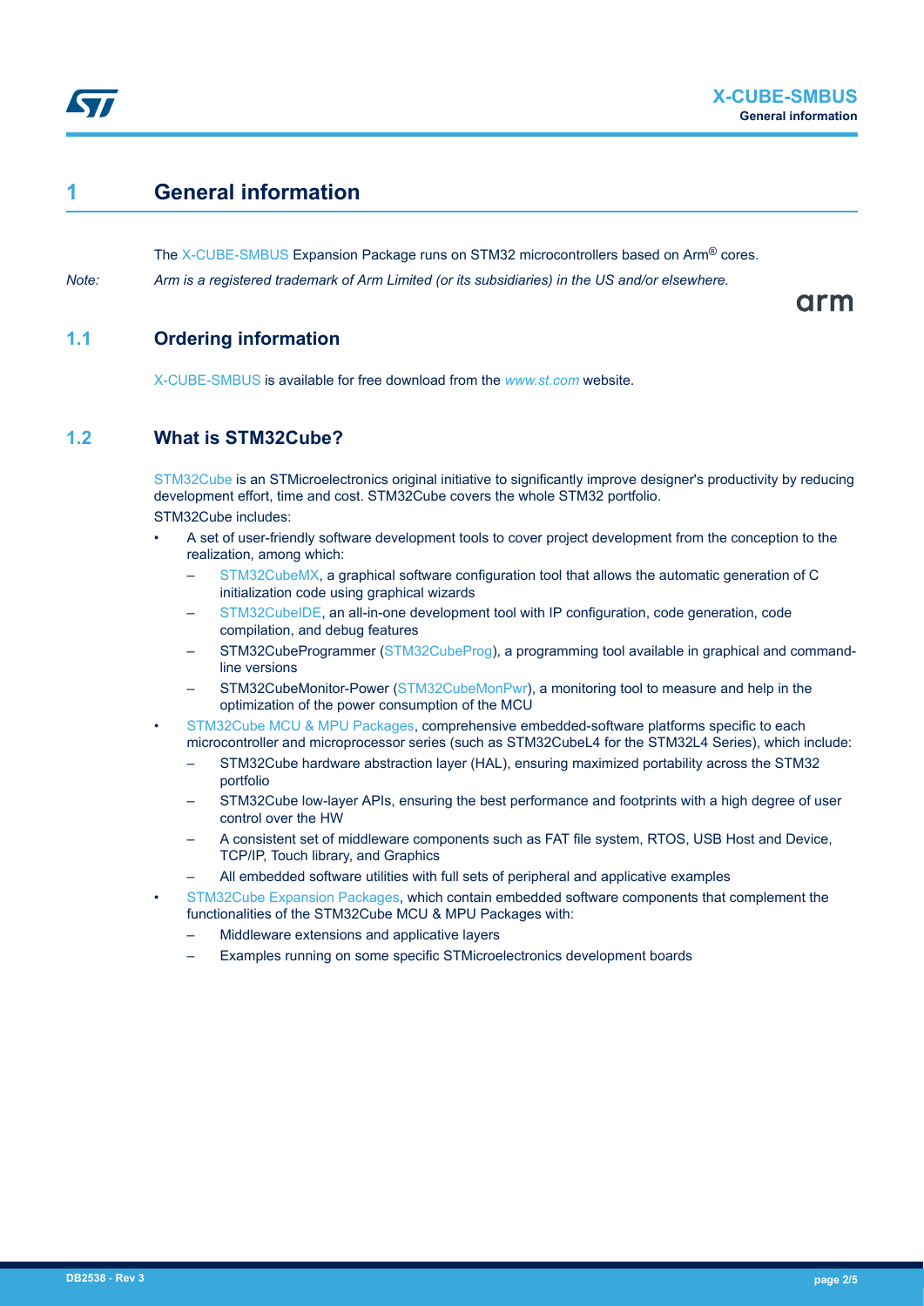# 1 General information

The X-CUBE-SMBUS Expansion Package runs on STM32 microcontrollers based on Arm® cores.

*Note: Arm is a registered trademark of Arm Limited (or its subsidiaries) in the US and/or elsewhere.*

## 1.1 Ordering information

X-CUBE-SMBUS is available for free download from the *www.st.com* website.

## 1.2 What is STM32Cube?

STM32Cube is an STMicroelectronics original initiative to significantly improve designer's productivity by reducing development effort, time and cost. STM32Cube covers the whole STM32 portfolio.

STM32Cube includes:

- A set of user-friendly software development tools to cover project development from the conception to the realization, among which:
  - STM32CubeMX, a graphical software configuration tool that allows the automatic generation of C initialization code using graphical wizards
  - STM32CubeIDE, an all-in-one development tool with IP configuration, code generation, code compilation, and debug features
  - STM32CubeProgrammer (STM32CubeProg), a programming tool available in graphical and command-line versions
  - STM32CubeMonitor-Power (STM32CubeMonPwr), a monitoring tool to measure and help in the optimization of the power consumption of the MCU
- STM32Cube MCU & MPU Packages, comprehensive embedded-software platforms specific to each microcontroller and microprocessor series (such as STM32CubeL4 for the STM32L4 Series), which include:
  - STM32Cube hardware abstraction layer (HAL), ensuring maximized portability across the STM32 portfolio
  - STM32Cube low-layer APIs, ensuring the best performance and footprints with a high degree of user control over the HW
  - A consistent set of middleware components such as FAT file system, RTOS, USB Host and Device, TCP/IP, Touch library, and Graphics
  - All embedded software utilities with full sets of peripheral and applicative examples
- STM32Cube Expansion Packages, which contain embedded software components that complement the functionalities of the STM32Cube MCU & MPU Packages with:
  - Middleware extensions and applicative layers
  - Examples running on some specific STMicroelectronics development boards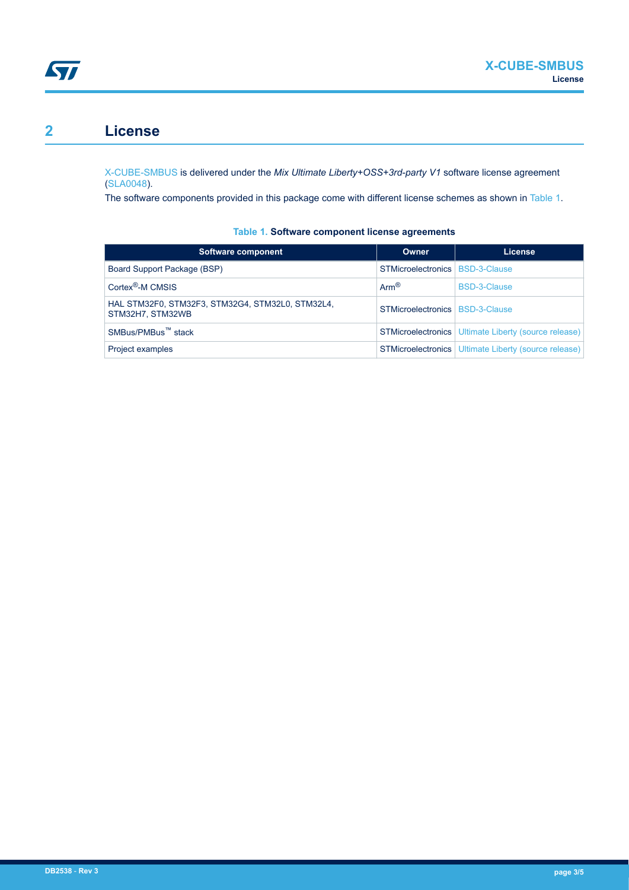## 2 License

X-CUBE-SMBUS is delivered under the *Mix Ultimate Liberty+OSS+3rd-party V1* software license agreement (SLA0048).

The software components provided in this package come with different license schemes as shown in Table 1.

**Table 1. Software component license agreements**

| Software component | Owner | License |
| --- | --- | --- |
| Board Support Package (BSP) | STMicroelectronics | BSD-3-Clause |
| Cortex®-M CMSIS | Arm® | BSD-3-Clause |
| HAL STM32F0, STM32F3, STM32G4, STM32L0, STM32L4, STM32H7, STM32WB | STMicroelectronics | BSD-3-Clause |
| SMBus/PMBus™ stack | STMicroelectronics | Ultimate Liberty (source release) |
| Project examples | STMicroelectronics | Ultimate Liberty (source release) |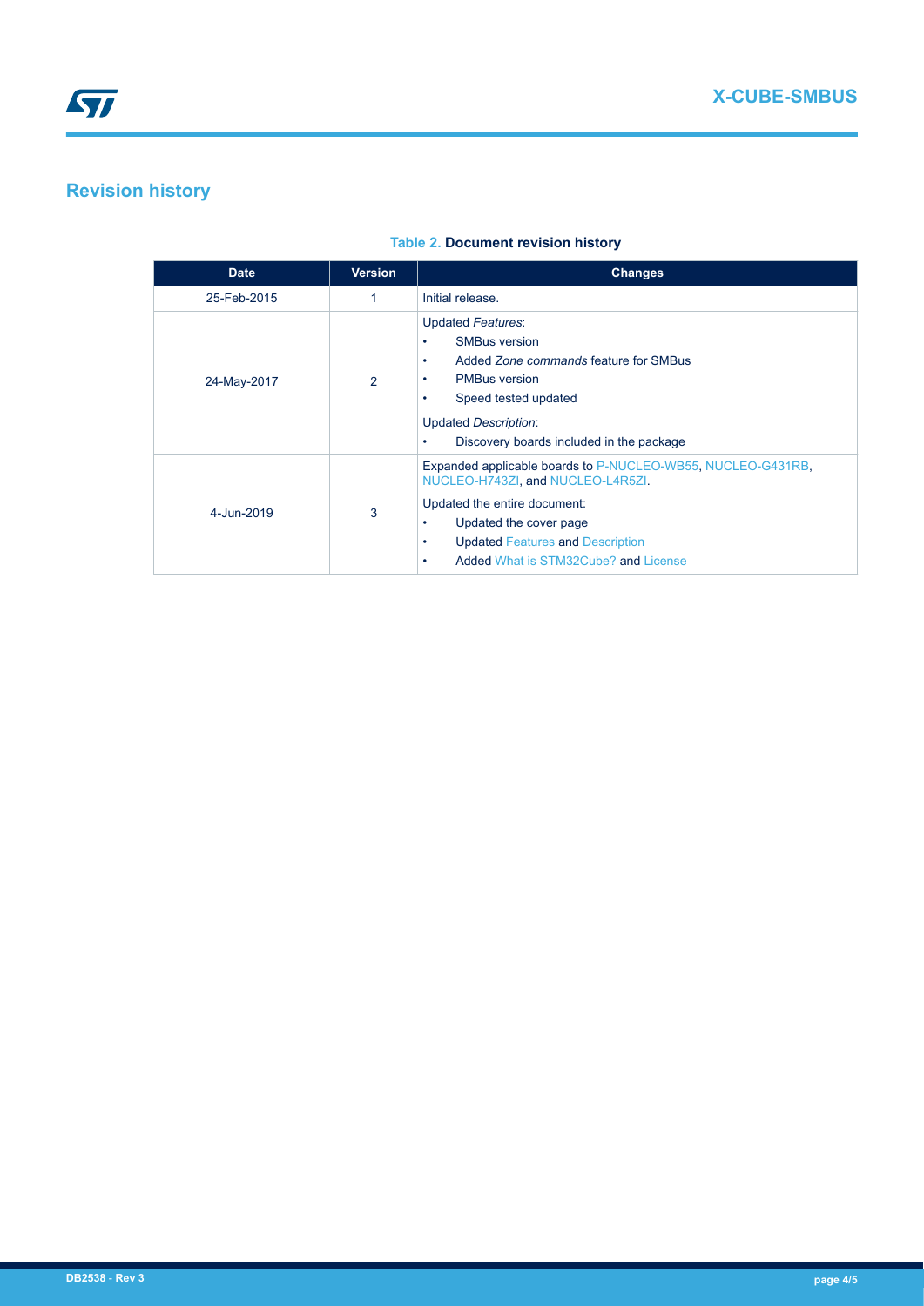# Revision history

**Table 2. Document revision history**

| Date | Version | Changes |
| --- | --- | --- |
| 25-Feb-2015 | 1 | Initial release. |
| 24-May-2017 | 2 | Updated *Features*:<br>• SMBus version<br>• Added *Zone commands* feature for SMBus<br>• PMBus version<br>• Speed tested updated<br>Updated *Description*:<br>• Discovery boards included in the package |
| 4-Jun-2019 | 3 | Expanded applicable boards to P-NUCLEO-WB55, NUCLEO-G431RB, NUCLEO-H743ZI, and NUCLEO-L4R5ZI.<br>Updated the entire document:<br>• Updated the cover page<br>• Updated Features and Description<br>• Added What is STM32Cube? and License |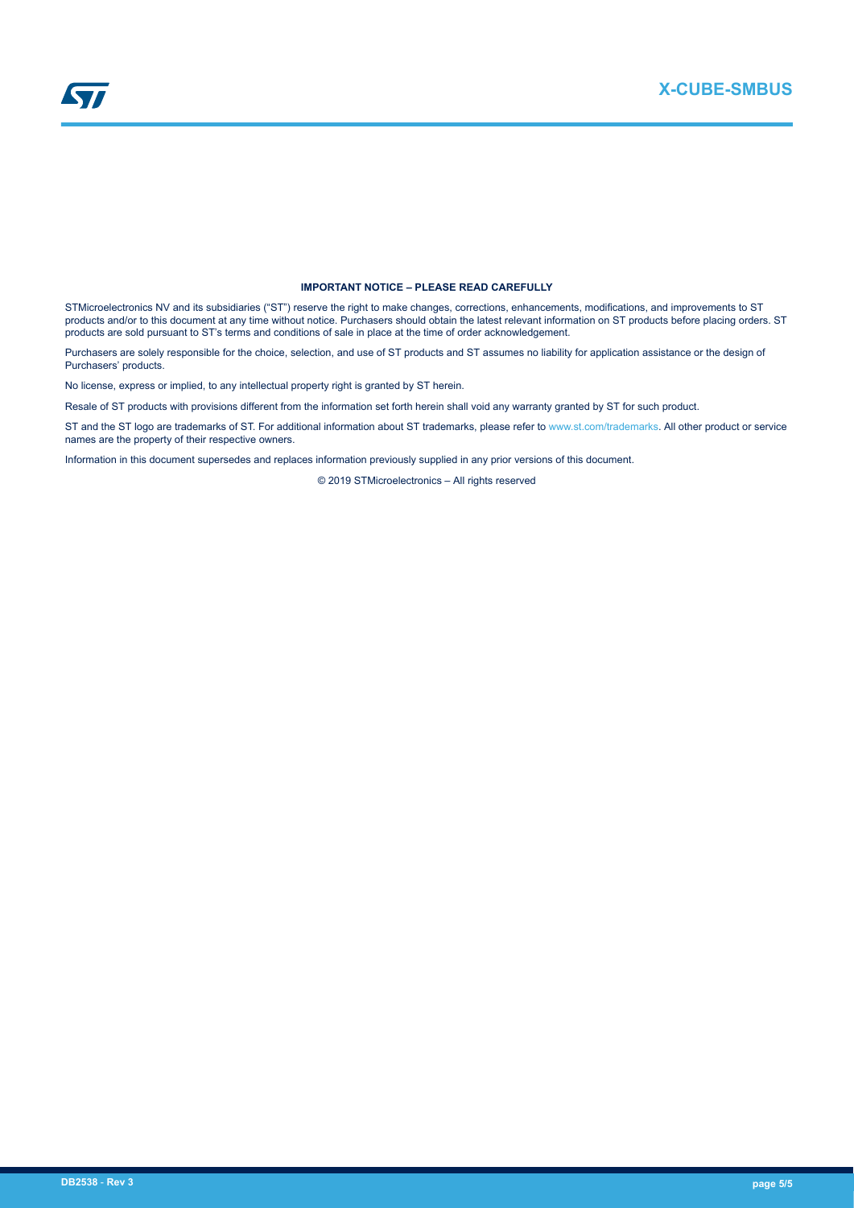**IMPORTANT NOTICE – PLEASE READ CAREFULLY**

STMicroelectronics NV and its subsidiaries ("ST") reserve the right to make changes, corrections, enhancements, modifications, and improvements to ST products and/or to this document at any time without notice. Purchasers should obtain the latest relevant information on ST products before placing orders. ST products are sold pursuant to ST's terms and conditions of sale in place at the time of order acknowledgement.

Purchasers are solely responsible for the choice, selection, and use of ST products and ST assumes no liability for application assistance or the design of Purchasers' products.

No license, express or implied, to any intellectual property right is granted by ST herein.

Resale of ST products with provisions different from the information set forth herein shall void any warranty granted by ST for such product.

ST and the ST logo are trademarks of ST. For additional information about ST trademarks, please refer to www.st.com/trademarks. All other product or service names are the property of their respective owners.

Information in this document supersedes and replaces information previously supplied in any prior versions of this document.

© 2019 STMicroelectronics – All rights reserved